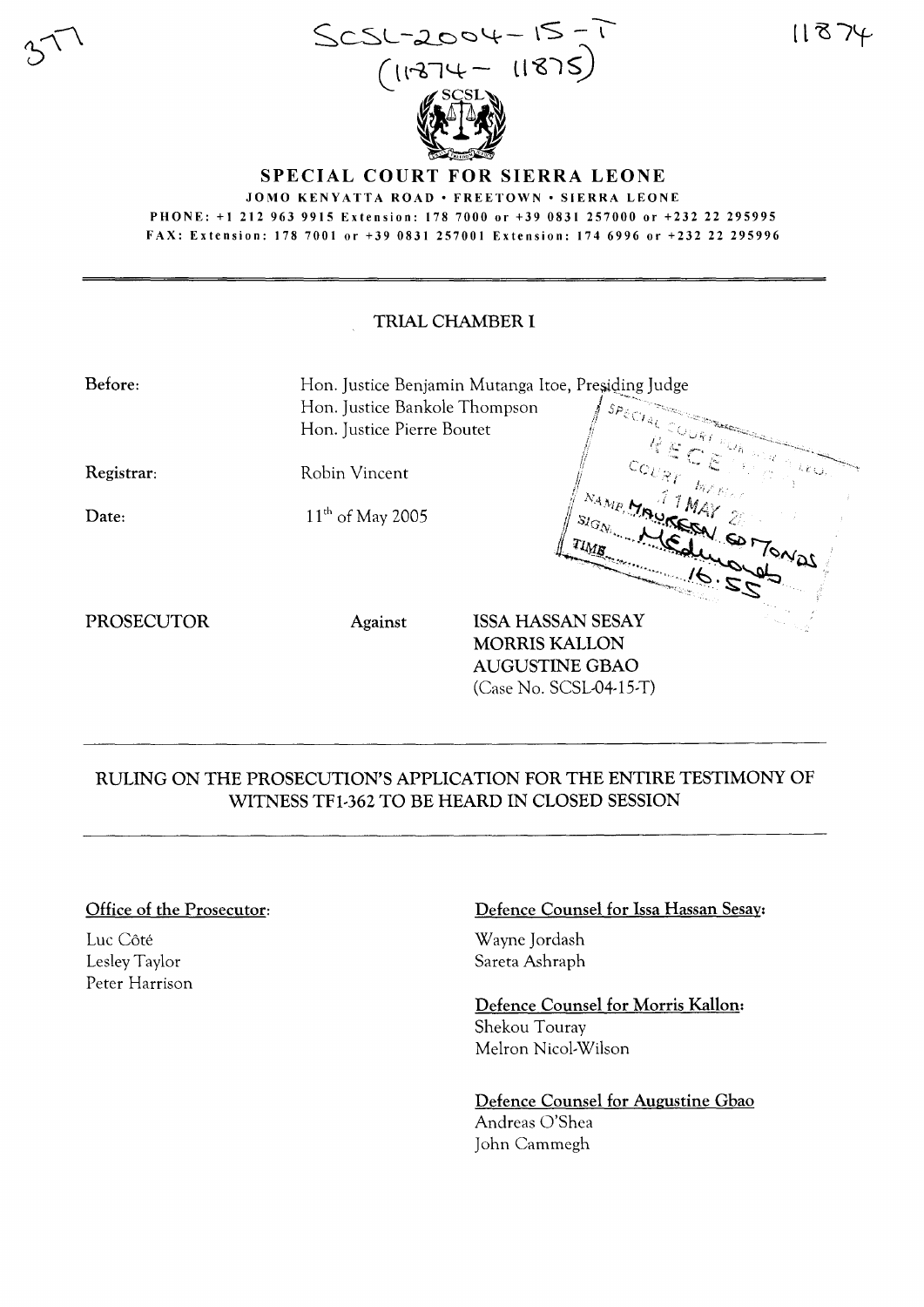SCSL-2004-15-T
(11874 – 11875)

# SPECIAL COURT FOR SIERRA LEONE

JOMO KENYATTA ROAD • FREETOWN • SIERRA LEONE

PHONE: +1 212 963 9915 Extension: 178 7000 or +39 0831 257000 or +232 22 295995

FAX: Extension: 178 7001 or +39 0831 257001 Extension: 174 6996 or +232 22 295996

## TRIAL CHAMBER I

**Before:** Hon. Justice Benjamin Mutanga Itoe, Presiding Judge
Hon. Justice Bankole Thompson
Hon. Justice Pierre Boutet

**Registrar:** Robin Vincent

**Date:** 11th of May 2005

PROSECUTOR **Against** ISSA HASSAN SESAY
MORRIS KALLON
AUGUSTINE GBAO
(Case No. SCSL-04-15-T)

## RULING ON THE PROSECUTION'S APPLICATION FOR THE ENTIRE TESTIMONY OF WITNESS TF1-362 TO BE HEARD IN CLOSED SESSION

**Office of the Prosecutor:**

Luc Côté
Lesley Taylor
Peter Harrison

**Defence Counsel for Issa Hassan Sesay:**

Wayne Jordash
Sareta Ashraph

**Defence Counsel for Morris Kallon:**

Shekou Touray
Melron Nicol-Wilson

**Defence Counsel for Augustine Gbao**

Andreas O'Shea
John Cammegh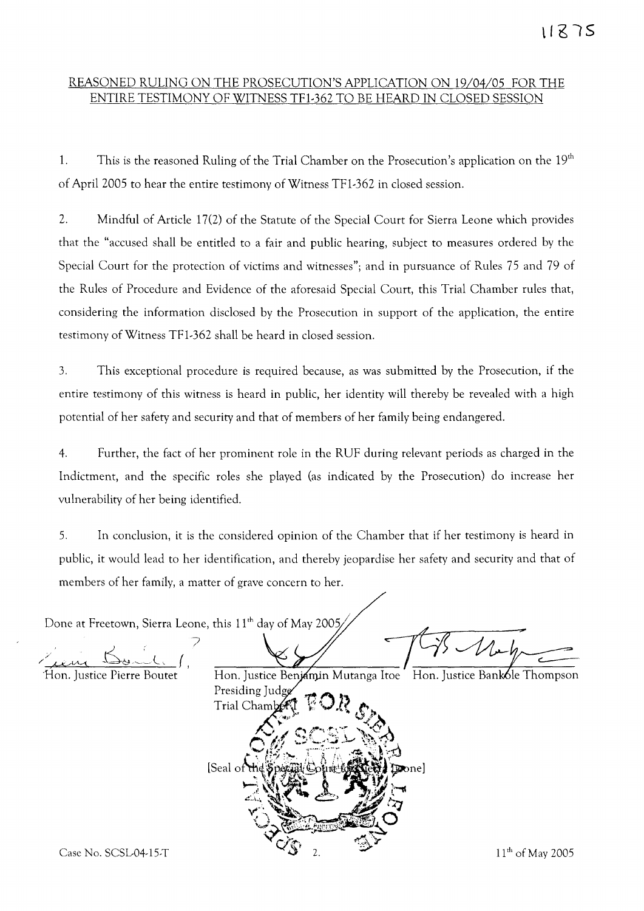## REASONED RULING ON THE PROSECUTION'S APPLICATION ON 19/04/05 FOR THE ENTIRE TESTIMONY OF WITNESS TF1-362 TO BE HEARD IN CLOSED SESSION

1. This is the reasoned Ruling of the Trial Chamber on the Prosecution's application on the 19th of April 2005 to hear the entire testimony of Witness TF1-362 in closed session.

2. Mindful of Article 17(2) of the Statute of the Special Court for Sierra Leone which provides that the "accused shall be entitled to a fair and public hearing, subject to measures ordered by the Special Court for the protection of victims and witnesses"; and in pursuance of Rules 75 and 79 of the Rules of Procedure and Evidence of the aforesaid Special Court, this Trial Chamber rules that, considering the information disclosed by the Prosecution in support of the application, the entire testimony of Witness TF1-362 shall be heard in closed session.

3. This exceptional procedure is required because, as was submitted by the Prosecution, if the entire testimony of this witness is heard in public, her identity will thereby be revealed with a high potential of her safety and security and that of members of her family being endangered.

4. Further, the fact of her prominent role in the RUF during relevant periods as charged in the Indictment, and the specific roles she played (as indicated by the Prosecution) do increase her vulnerability of her being identified.

5. In conclusion, it is the considered opinion of the Chamber that if her testimony is heard in public, it would lead to her identification, and thereby jeopardise her safety and security and that of members of her family, a matter of grave concern to her.

Done at Freetown, Sierra Leone, this 11th day of May 2005

| | | |
|---|---|---|
| Hon. Justice Pierre Boutet | Hon. Justice Benjamin Mutanga Itoe<br>Presiding Judge<br>Trial Chamber I | Hon. Justice Bankole Thompson |

[Seal of the Special Court for Sierra Leone]

Case No. SCSL-04-15-T

11th of May 2005